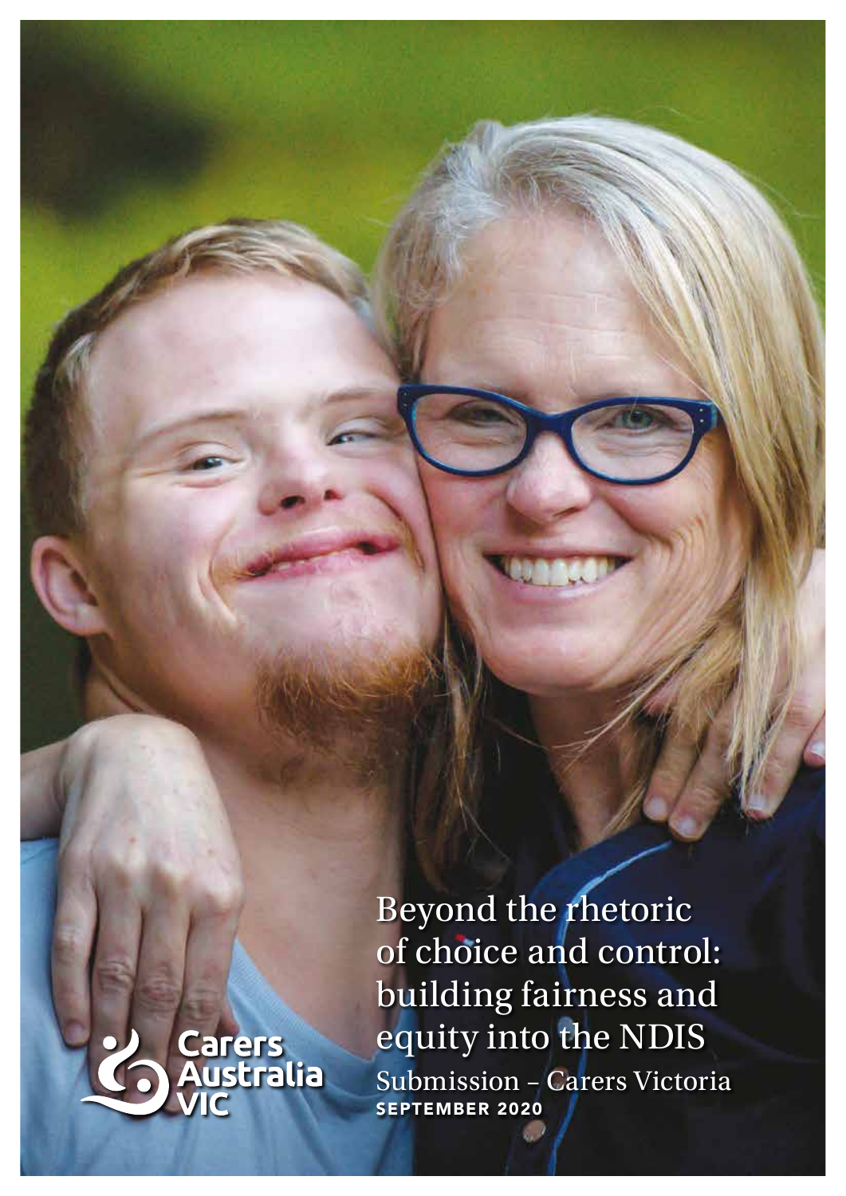# Beyond the rhetoric of choice and control: building fairness and equity into the NDIS

Submission – Carers Victoria

**SEPTEMBER 2020**

Carers Australia VIC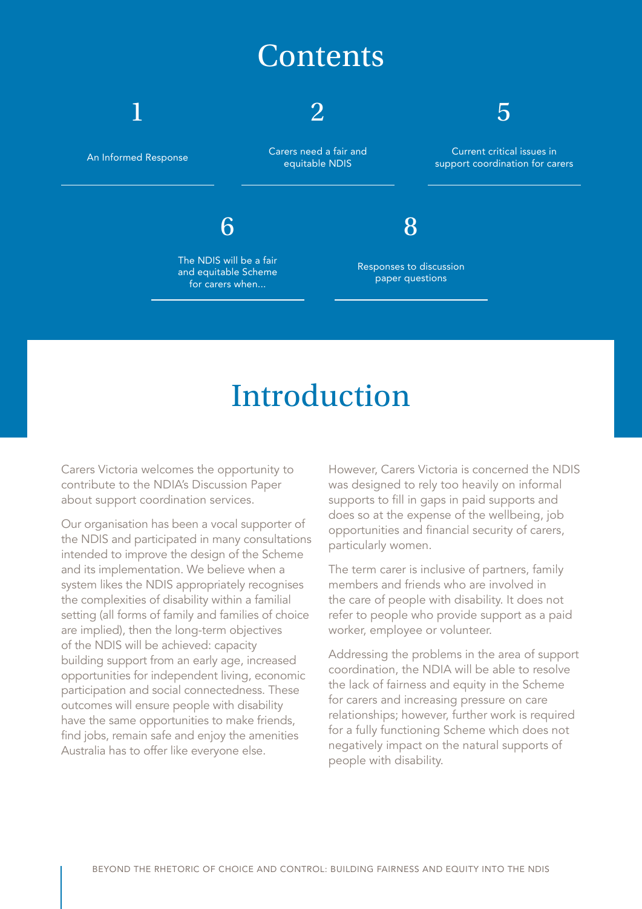# Contents

1 An Informed Response

2 Carers need a fair and equitable NDIS

5 Current critical issues in support coordination for carers

6 The NDIS will be a fair and equitable Scheme for carers when...

8 Responses to discussion paper questions

# Introduction

Carers Victoria welcomes the opportunity to contribute to the NDIA's Discussion Paper about support coordination services.

Our organisation has been a vocal supporter of the NDIS and participated in many consultations intended to improve the design of the Scheme and its implementation. We believe when a system likes the NDIS appropriately recognises the complexities of disability within a familial setting (all forms of family and families of choice are implied), then the long-term objectives of the NDIS will be achieved: capacity building support from an early age, increased opportunities for independent living, economic participation and social connectedness. These outcomes will ensure people with disability have the same opportunities to make friends, find jobs, remain safe and enjoy the amenities Australia has to offer like everyone else.

However, Carers Victoria is concerned the NDIS was designed to rely too heavily on informal supports to fill in gaps in paid supports and does so at the expense of the wellbeing, job opportunities and financial security of carers, particularly women.

The term carer is inclusive of partners, family members and friends who are involved in the care of people with disability. It does not refer to people who provide support as a paid worker, employee or volunteer.

Addressing the problems in the area of support coordination, the NDIA will be able to resolve the lack of fairness and equity in the Scheme for carers and increasing pressure on care relationships; however, further work is required for a fully functioning Scheme which does not negatively impact on the natural supports of people with disability.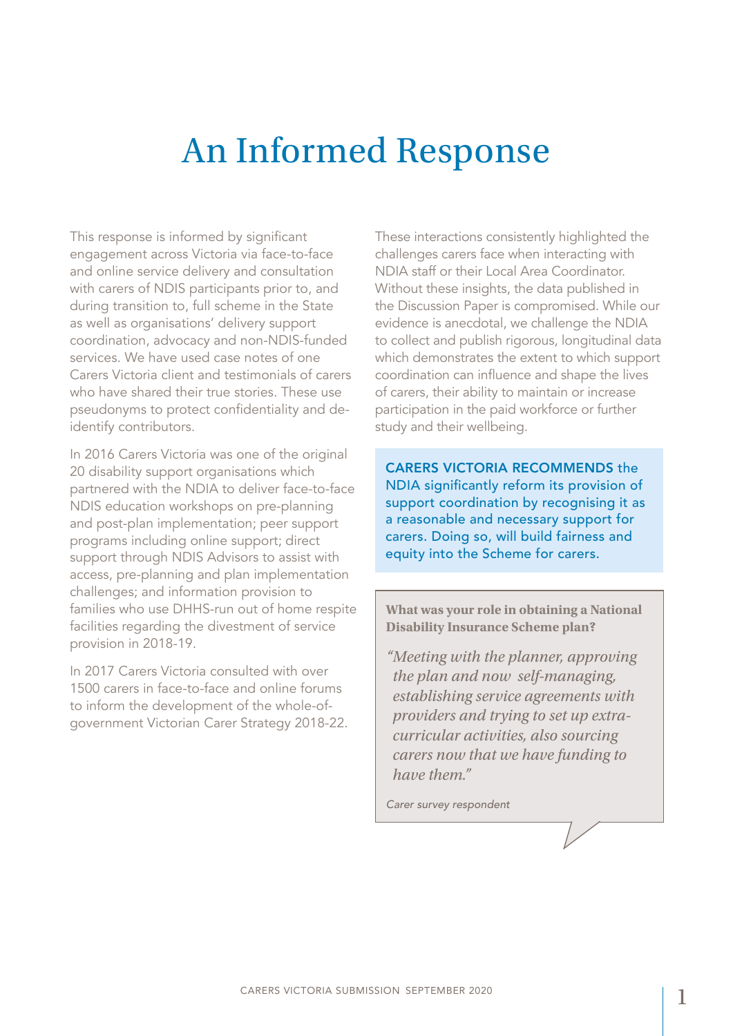# An Informed Response

This response is informed by significant engagement across Victoria via face-to-face and online service delivery and consultation with carers of NDIS participants prior to, and during transition to, full scheme in the State as well as organisations' delivery support coordination, advocacy and non-NDIS-funded services. We have used case notes of one Carers Victoria client and testimonials of carers who have shared their true stories. These use pseudonyms to protect confidentiality and de-identify contributors.

In 2016 Carers Victoria was one of the original 20 disability support organisations which partnered with the NDIA to deliver face-to-face NDIS education workshops on pre-planning and post-plan implementation; peer support programs including online support; direct support through NDIS Advisors to assist with access, pre-planning and plan implementation challenges; and information provision to families who use DHHS-run out of home respite facilities regarding the divestment of service provision in 2018-19.

In 2017 Carers Victoria consulted with over 1500 carers in face-to-face and online forums to inform the development of the whole-of-government Victorian Carer Strategy 2018-22.

These interactions consistently highlighted the challenges carers face when interacting with NDIA staff or their Local Area Coordinator. Without these insights, the data published in the Discussion Paper is compromised. While our evidence is anecdotal, we challenge the NDIA to collect and publish rigorous, longitudinal data which demonstrates the extent to which support coordination can influence and shape the lives of carers, their ability to maintain or increase participation in the paid workforce or further study and their wellbeing.

**CARERS VICTORIA RECOMMENDS** the NDIA significantly reform its provision of support coordination by recognising it as a reasonable and necessary support for carers. Doing so, will build fairness and equity into the Scheme for carers.

**What was your role in obtaining a National Disability Insurance Scheme plan?**

*"Meeting with the planner, approving the plan and now self-managing, establishing service agreements with providers and trying to set up extra-curricular activities, also sourcing carers now that we have funding to have them."*

*Carer survey respondent*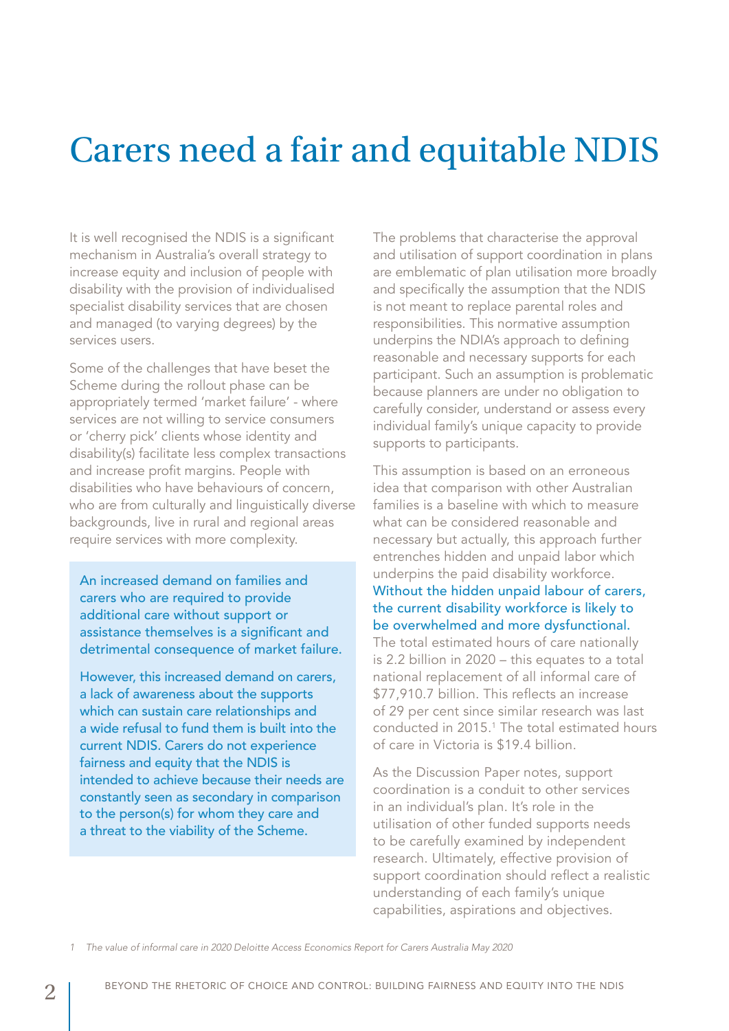# Carers need a fair and equitable NDIS

It is well recognised the NDIS is a significant mechanism in Australia's overall strategy to increase equity and inclusion of people with disability with the provision of individualised specialist disability services that are chosen and managed (to varying degrees) by the services users.

Some of the challenges that have beset the Scheme during the rollout phase can be appropriately termed 'market failure' - where services are not willing to service consumers or 'cherry pick' clients whose identity and disability(s) facilitate less complex transactions and increase profit margins. People with disabilities who have behaviours of concern, who are from culturally and linguistically diverse backgrounds, live in rural and regional areas require services with more complexity.

An increased demand on families and carers who are required to provide additional care without support or assistance themselves is a significant and detrimental consequence of market failure.

However, this increased demand on carers, a lack of awareness about the supports which can sustain care relationships and a wide refusal to fund them is built into the current NDIS. Carers do not experience fairness and equity that the NDIS is intended to achieve because their needs are constantly seen as secondary in comparison to the person(s) for whom they care and a threat to the viability of the Scheme.

The problems that characterise the approval and utilisation of support coordination in plans are emblematic of plan utilisation more broadly and specifically the assumption that the NDIS is not meant to replace parental roles and responsibilities. This normative assumption underpins the NDIA's approach to defining reasonable and necessary supports for each participant. Such an assumption is problematic because planners are under no obligation to carefully consider, understand or assess every individual family's unique capacity to provide supports to participants.

This assumption is based on an erroneous idea that comparison with other Australian families is a baseline with which to measure what can be considered reasonable and necessary but actually, this approach further entrenches hidden and unpaid labor which underpins the paid disability workforce. Without the hidden unpaid labour of carers, the current disability workforce is likely to be overwhelmed and more dysfunctional. The total estimated hours of care nationally is 2.2 billion in 2020 – this equates to a total national replacement of all informal care of \$77,910.7 billion. This reflects an increase of 29 per cent since similar research was last conducted in 2015.[1] The total estimated hours of care in Victoria is \$19.4 billion.

As the Discussion Paper notes, support coordination is a conduit to other services in an individual's plan. It's role in the utilisation of other funded supports needs to be carefully examined by independent research. Ultimately, effective provision of support coordination should reflect a realistic understanding of each family's unique capabilities, aspirations and objectives.

1 *The value of informal care in 2020 Deloitte Access Economics Report for Carers Australia May 2020*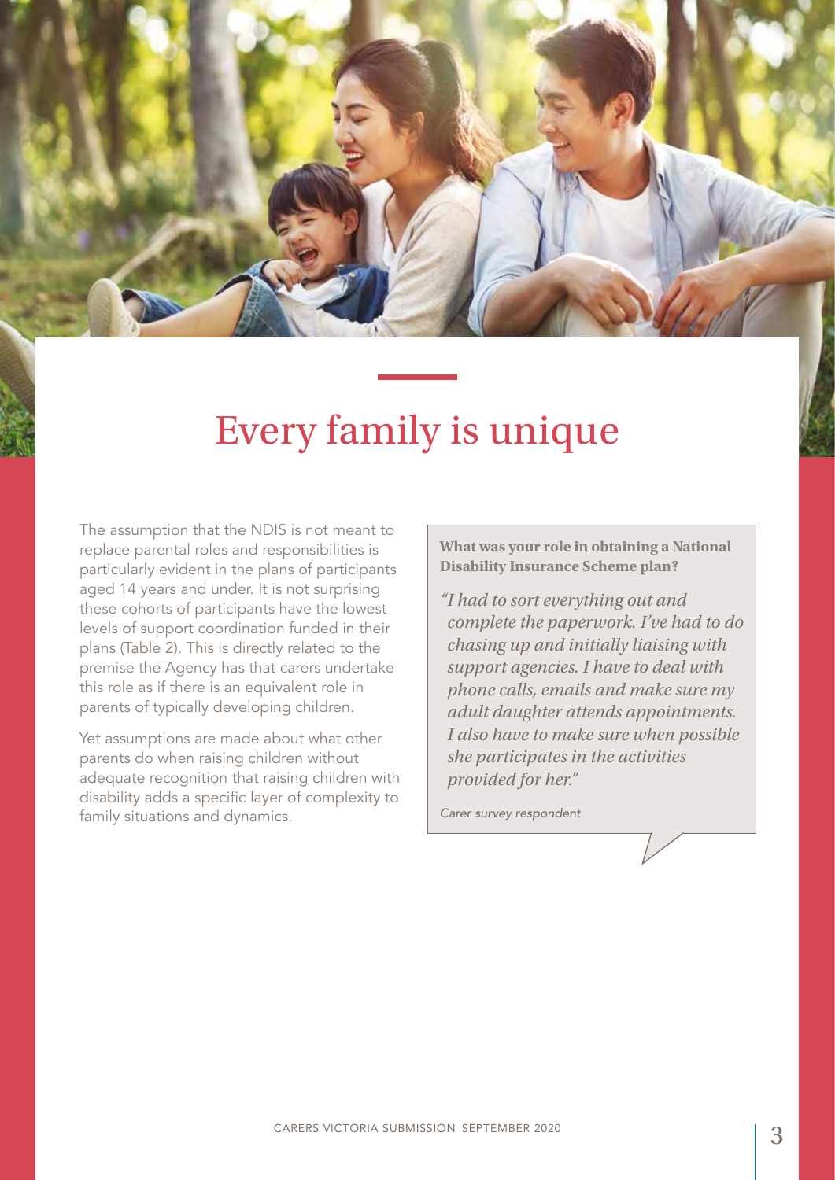# Every family is unique

The assumption that the NDIS is not meant to replace parental roles and responsibilities is particularly evident in the plans of participants aged 14 years and under. It is not surprising these cohorts of participants have the lowest levels of support coordination funded in their plans (Table 2). This is directly related to the premise the Agency has that carers undertake this role as if there is an equivalent role in parents of typically developing children.

Yet assumptions are made about what other parents do when raising children without adequate recognition that raising children with disability adds a specific layer of complexity to family situations and dynamics.

**What was your role in obtaining a National Disability Insurance Scheme plan?**

*"I had to sort everything out and complete the paperwork. I've had to do chasing up and initially liaising with support agencies. I have to deal with phone calls, emails and make sure my adult daughter attends appointments. I also have to make sure when possible she participates in the activities provided for her."*

*Carer survey respondent*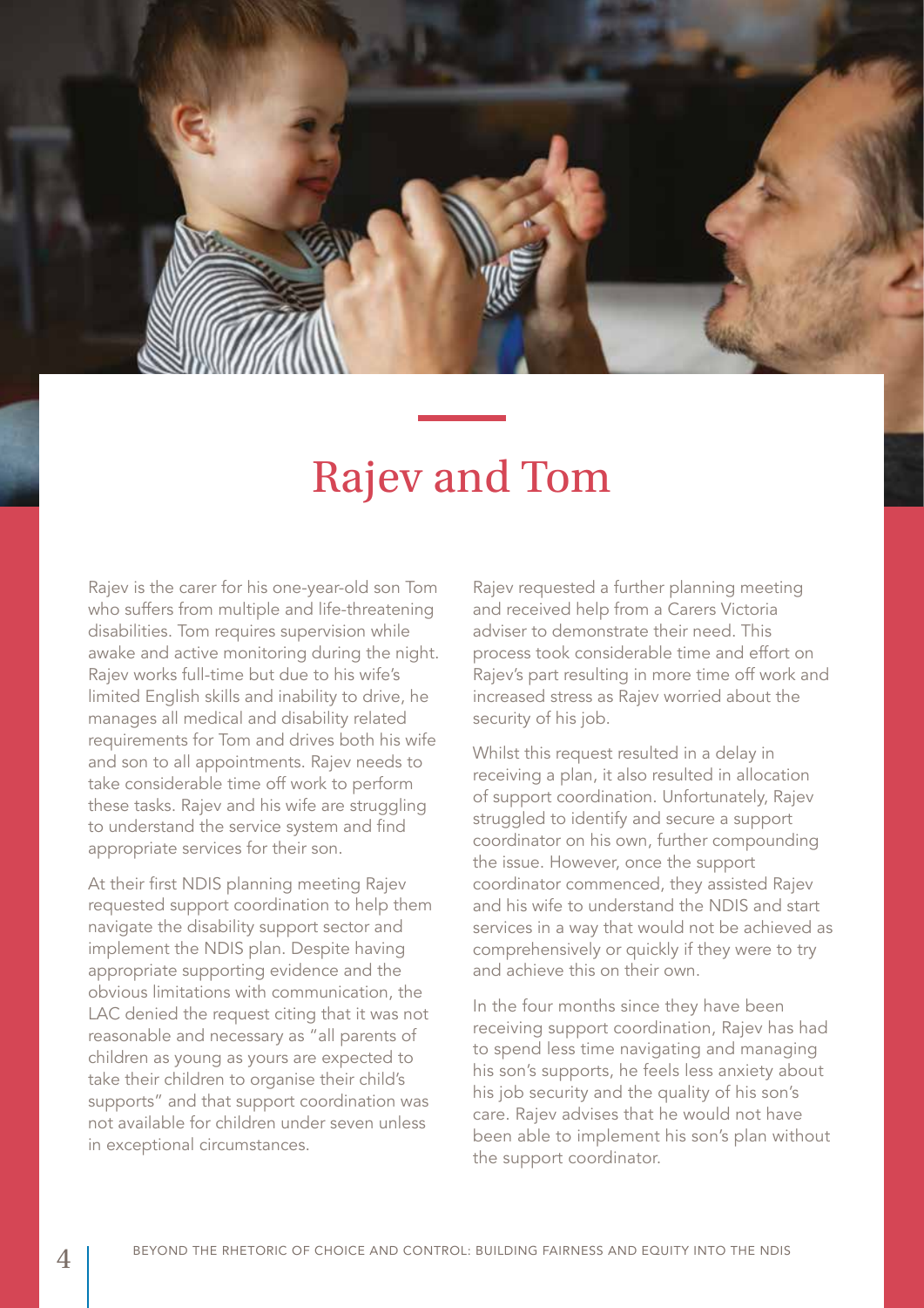# Rajev and Tom

Rajev is the carer for his one-year-old son Tom who suffers from multiple and life-threatening disabilities. Tom requires supervision while awake and active monitoring during the night. Rajev works full-time but due to his wife's limited English skills and inability to drive, he manages all medical and disability related requirements for Tom and drives both his wife and son to all appointments. Rajev needs to take considerable time off work to perform these tasks. Rajev and his wife are struggling to understand the service system and find appropriate services for their son.

At their first NDIS planning meeting Rajev requested support coordination to help them navigate the disability support sector and implement the NDIS plan. Despite having appropriate supporting evidence and the obvious limitations with communication, the LAC denied the request citing that it was not reasonable and necessary as "all parents of children as young as yours are expected to take their children to organise their child's supports" and that support coordination was not available for children under seven unless in exceptional circumstances.

Rajev requested a further planning meeting and received help from a Carers Victoria adviser to demonstrate their need. This process took considerable time and effort on Rajev's part resulting in more time off work and increased stress as Rajev worried about the security of his job.

Whilst this request resulted in a delay in receiving a plan, it also resulted in allocation of support coordination. Unfortunately, Rajev struggled to identify and secure a support coordinator on his own, further compounding the issue. However, once the support coordinator commenced, they assisted Rajev and his wife to understand the NDIS and start services in a way that would not be achieved as comprehensively or quickly if they were to try and achieve this on their own.

In the four months since they have been receiving support coordination, Rajev has had to spend less time navigating and managing his son's supports, he feels less anxiety about his job security and the quality of his son's care. Rajev advises that he would not have been able to implement his son's plan without the support coordinator.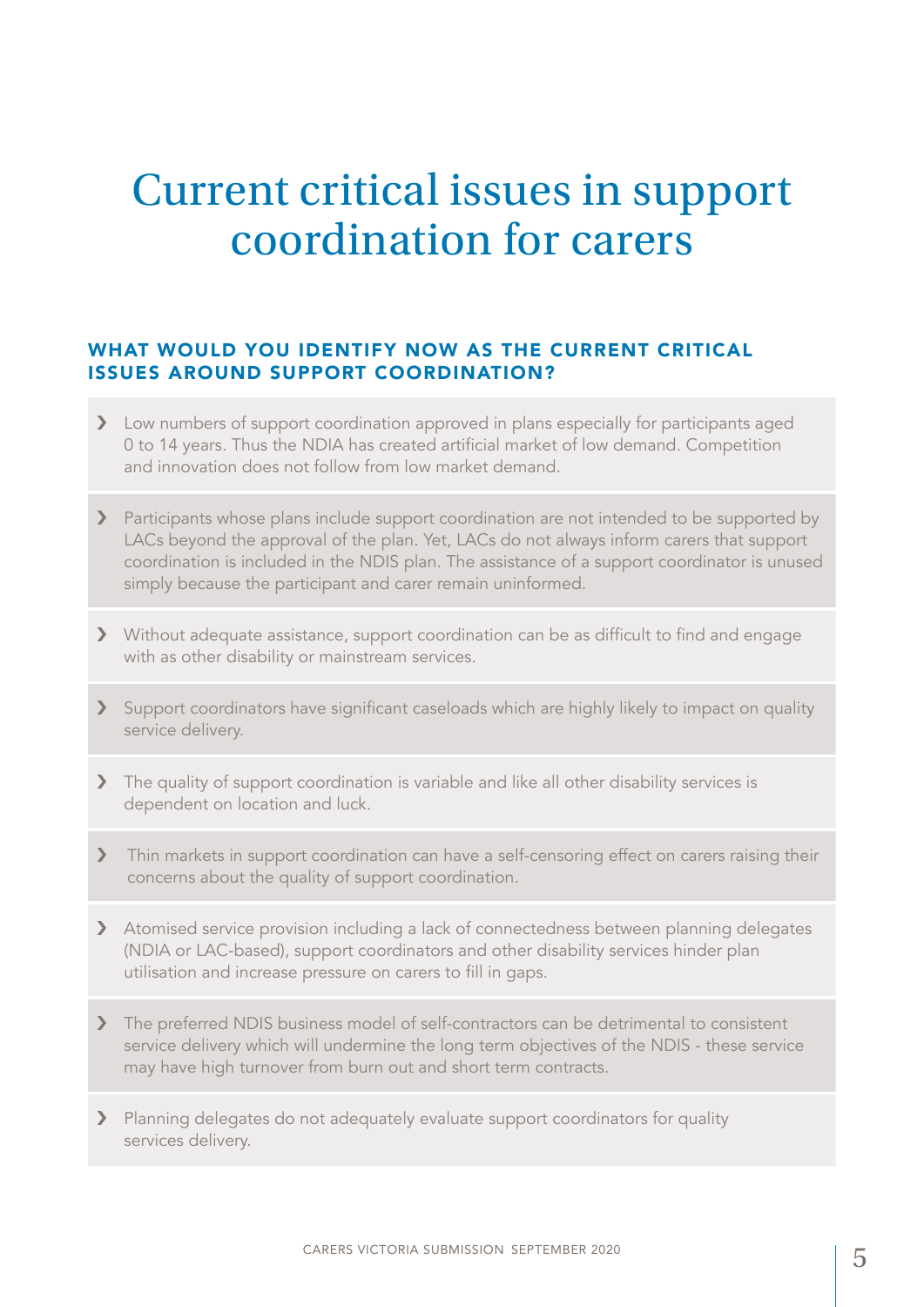# Current critical issues in support coordination for carers

## WHAT WOULD YOU IDENTIFY NOW AS THE CURRENT CRITICAL ISSUES AROUND SUPPORT COORDINATION?

- Low numbers of support coordination approved in plans especially for participants aged 0 to 14 years. Thus the NDIA has created artificial market of low demand. Competition and innovation does not follow from low market demand.
- Participants whose plans include support coordination are not intended to be supported by LACs beyond the approval of the plan. Yet, LACs do not always inform carers that support coordination is included in the NDIS plan. The assistance of a support coordinator is unused simply because the participant and carer remain uninformed.
- Without adequate assistance, support coordination can be as difficult to find and engage with as other disability or mainstream services.
- Support coordinators have significant caseloads which are highly likely to impact on quality service delivery.
- The quality of support coordination is variable and like all other disability services is dependent on location and luck.
- Thin markets in support coordination can have a self-censoring effect on carers raising their concerns about the quality of support coordination.
- Atomised service provision including a lack of connectedness between planning delegates (NDIA or LAC-based), support coordinators and other disability services hinder plan utilisation and increase pressure on carers to fill in gaps.
- The preferred NDIS business model of self-contractors can be detrimental to consistent service delivery which will undermine the long term objectives of the NDIS - these service may have high turnover from burn out and short term contracts.
- Planning delegates do not adequately evaluate support coordinators for quality services delivery.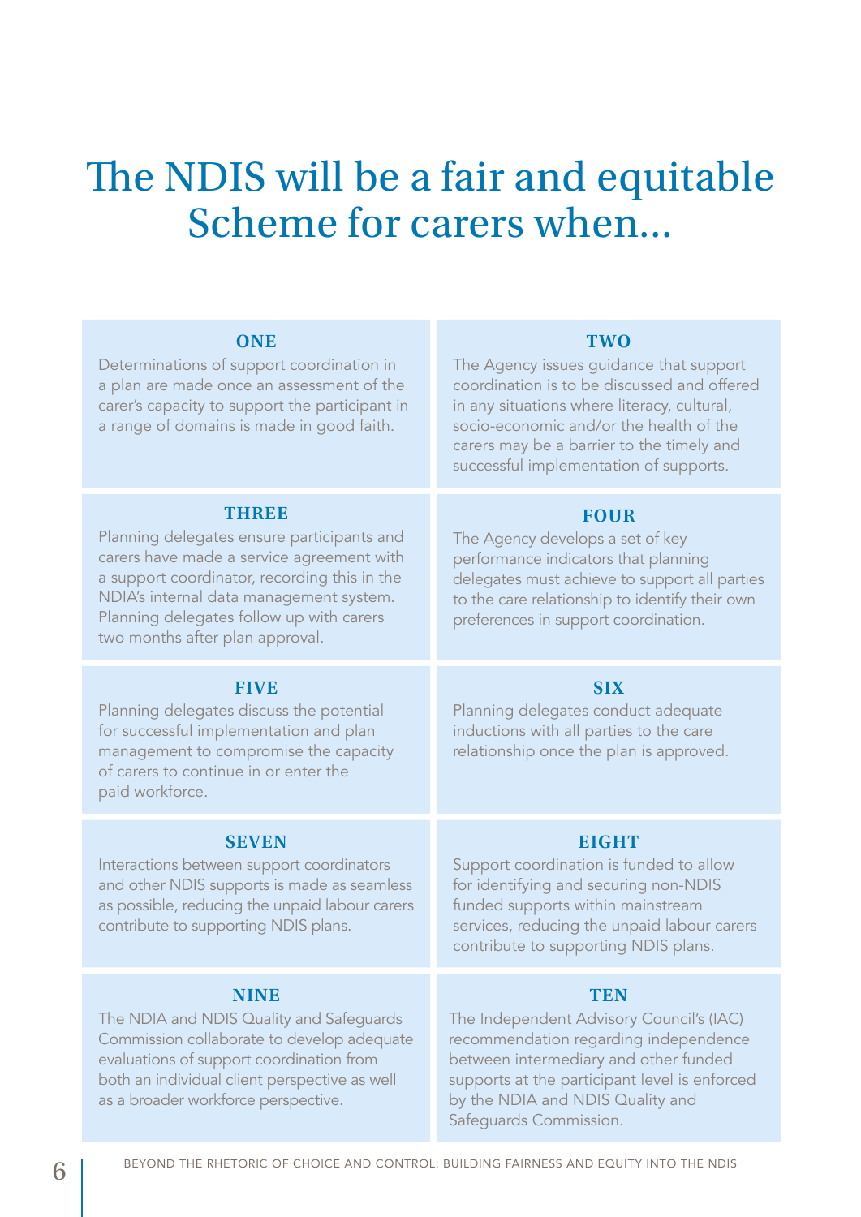# The NDIS will be a fair and equitable Scheme for carers when...

### ONE

Determinations of support coordination in a plan are made once an assessment of the carer's capacity to support the participant in a range of domains is made in good faith.

### TWO

The Agency issues guidance that support coordination is to be discussed and offered in any situations where literacy, cultural, socio-economic and/or the health of the carers may be a barrier to the timely and successful implementation of supports.

### THREE

Planning delegates ensure participants and carers have made a service agreement with a support coordinator, recording this in the NDIA's internal data management system. Planning delegates follow up with carers two months after plan approval.

### FOUR

The Agency develops a set of key performance indicators that planning delegates must achieve to support all parties to the care relationship to identify their own preferences in support coordination.

### FIVE

Planning delegates discuss the potential for successful implementation and plan management to compromise the capacity of carers to continue in or enter the paid workforce.

### SIX

Planning delegates conduct adequate inductions with all parties to the care relationship once the plan is approved.

### SEVEN

Interactions between support coordinators and other NDIS supports is made as seamless as possible, reducing the unpaid labour carers contribute to supporting NDIS plans.

### EIGHT

Support coordination is funded to allow for identifying and securing non-NDIS funded supports within mainstream services, reducing the unpaid labour carers contribute to supporting NDIS plans.

### NINE

The NDIA and NDIS Quality and Safeguards Commission collaborate to develop adequate evaluations of support coordination from both an individual client perspective as well as a broader workforce perspective.

### TEN

The Independent Advisory Council's (IAC) recommendation regarding independence between intermediary and other funded supports at the participant level is enforced by the NDIA and NDIS Quality and Safeguards Commission.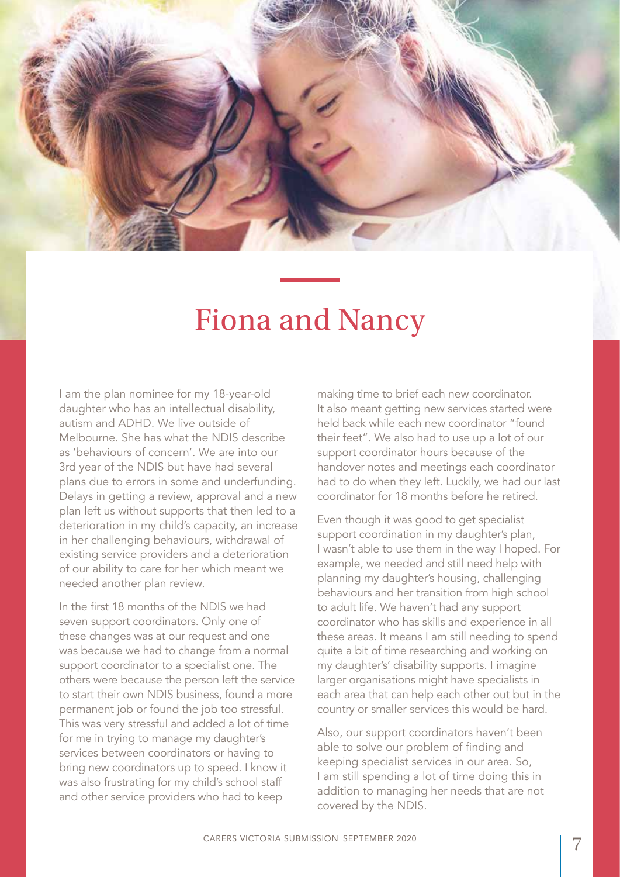# Fiona and Nancy

I am the plan nominee for my 18-year-old daughter who has an intellectual disability, autism and ADHD. We live outside of Melbourne. She has what the NDIS describe as 'behaviours of concern'. We are into our 3rd year of the NDIS but have had several plans due to errors in some and underfunding. Delays in getting a review, approval and a new plan left us without supports that then led to a deterioration in my child's capacity, an increase in her challenging behaviours, withdrawal of existing service providers and a deterioration of our ability to care for her which meant we needed another plan review.

In the first 18 months of the NDIS we had seven support coordinators. Only one of these changes was at our request and one was because we had to change from a normal support coordinator to a specialist one. The others were because the person left the service to start their own NDIS business, found a more permanent job or found the job too stressful. This was very stressful and added a lot of time for me in trying to manage my daughter's services between coordinators or having to bring new coordinators up to speed. I know it was also frustrating for my child's school staff and other service providers who had to keep making time to brief each new coordinator. It also meant getting new services started were held back while each new coordinator "found their feet". We also had to use up a lot of our support coordinator hours because of the handover notes and meetings each coordinator had to do when they left. Luckily, we had our last coordinator for 18 months before he retired.

Even though it was good to get specialist support coordination in my daughter's plan, I wasn't able to use them in the way I hoped. For example, we needed and still need help with planning my daughter's housing, challenging behaviours and her transition from high school to adult life. We haven't had any support coordinator who has skills and experience in all these areas. It means I am still needing to spend quite a bit of time researching and working on my daughter's' disability supports. I imagine larger organisations might have specialists in each area that can help each other out but in the country or smaller services this would be hard.

Also, our support coordinators haven't been able to solve our problem of finding and keeping specialist services in our area. So, I am still spending a lot of time doing this in addition to managing her needs that are not covered by the NDIS.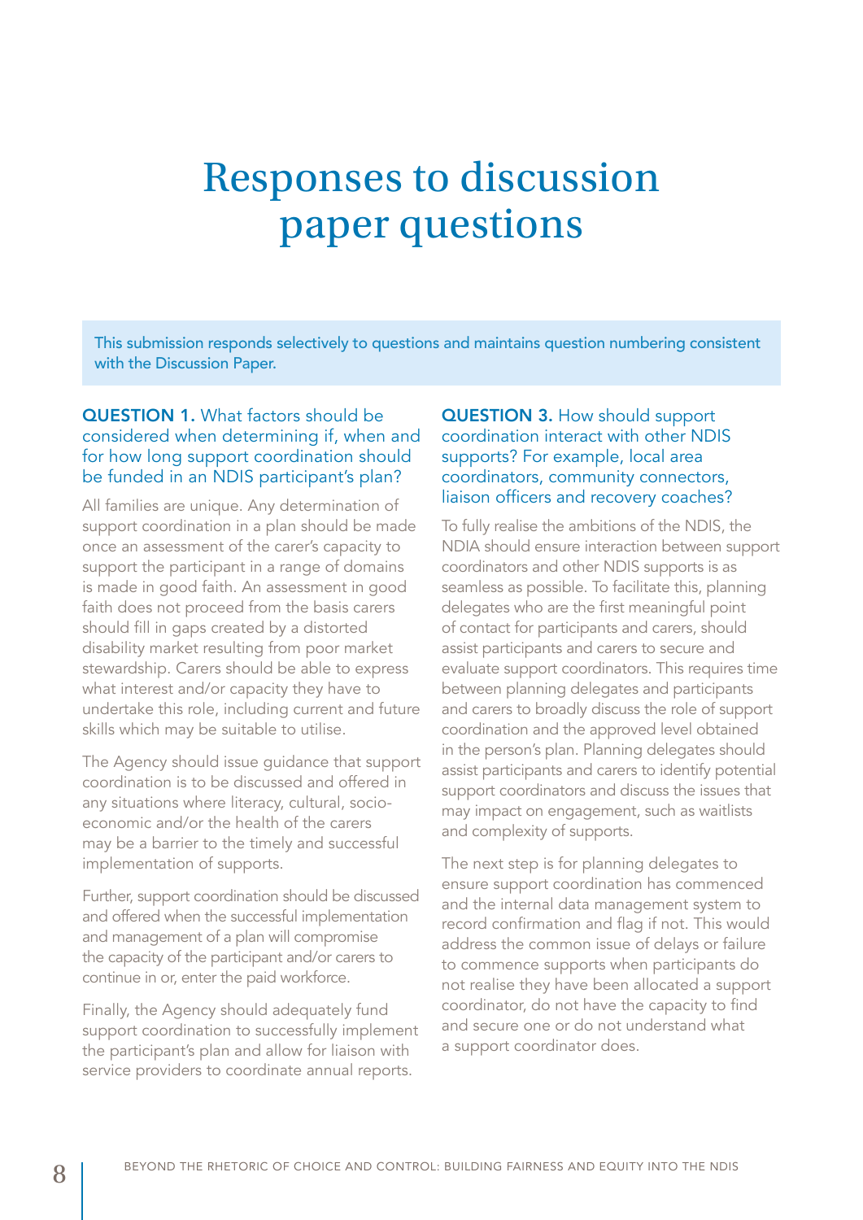# Responses to discussion paper questions

This submission responds selectively to questions and maintains question numbering consistent with the Discussion Paper.

**QUESTION 1.** What factors should be considered when determining if, when and for how long support coordination should be funded in an NDIS participant's plan?

All families are unique. Any determination of support coordination in a plan should be made once an assessment of the carer's capacity to support the participant in a range of domains is made in good faith. An assessment in good faith does not proceed from the basis carers should fill in gaps created by a distorted disability market resulting from poor market stewardship. Carers should be able to express what interest and/or capacity they have to undertake this role, including current and future skills which may be suitable to utilise.

The Agency should issue guidance that support coordination is to be discussed and offered in any situations where literacy, cultural, socio-economic and/or the health of the carers may be a barrier to the timely and successful implementation of supports.

Further, support coordination should be discussed and offered when the successful implementation and management of a plan will compromise the capacity of the participant and/or carers to continue in or, enter the paid workforce.

Finally, the Agency should adequately fund support coordination to successfully implement the participant's plan and allow for liaison with service providers to coordinate annual reports.

**QUESTION 3.** How should support coordination interact with other NDIS supports? For example, local area coordinators, community connectors, liaison officers and recovery coaches?

To fully realise the ambitions of the NDIS, the NDIA should ensure interaction between support coordinators and other NDIS supports is as seamless as possible. To facilitate this, planning delegates who are the first meaningful point of contact for participants and carers, should assist participants and carers to secure and evaluate support coordinators. This requires time between planning delegates and participants and carers to broadly discuss the role of support coordination and the approved level obtained in the person's plan. Planning delegates should assist participants and carers to identify potential support coordinators and discuss the issues that may impact on engagement, such as waitlists and complexity of supports.

The next step is for planning delegates to ensure support coordination has commenced and the internal data management system to record confirmation and flag if not. This would address the common issue of delays or failure to commence supports when participants do not realise they have been allocated a support coordinator, do not have the capacity to find and secure one or do not understand what a support coordinator does.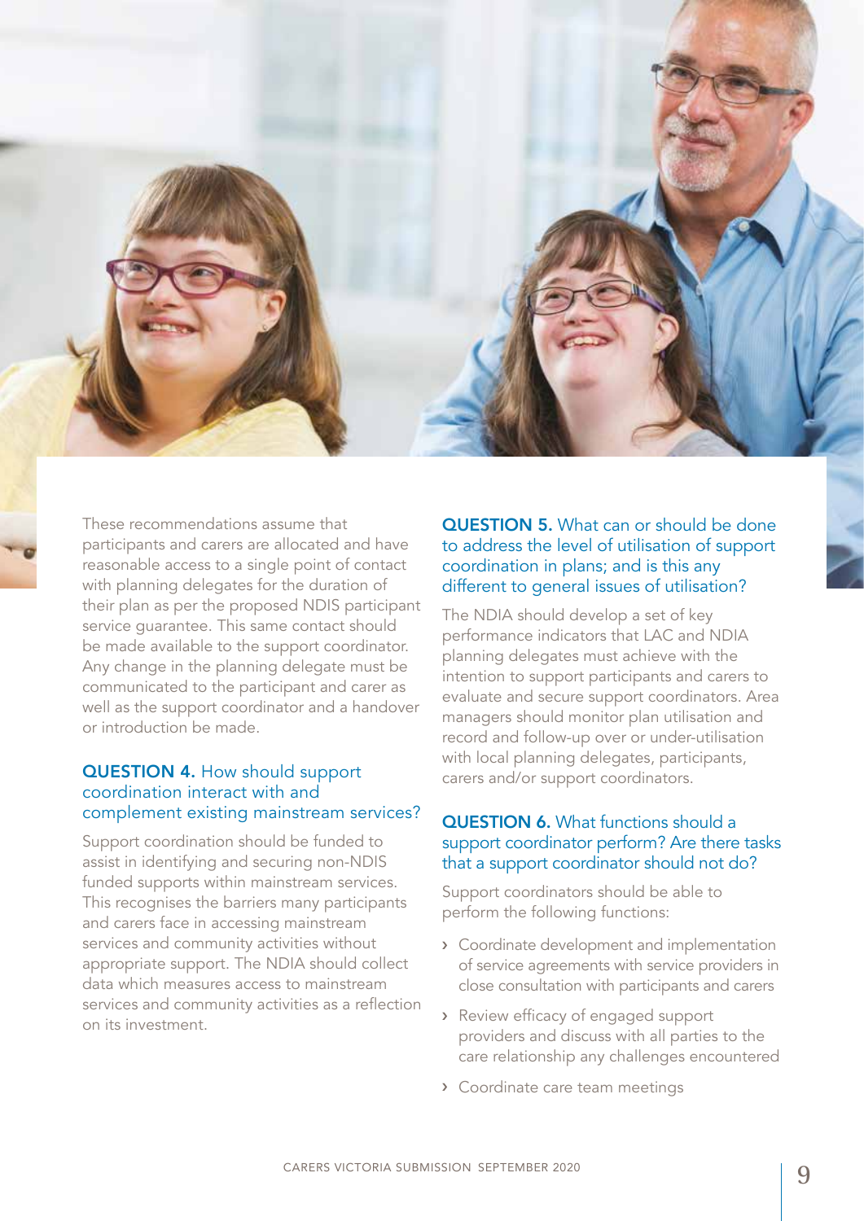These recommendations assume that participants and carers are allocated and have reasonable access to a single point of contact with planning delegates for the duration of their plan as per the proposed NDIS participant service guarantee. This same contact should be made available to the support coordinator. Any change in the planning delegate must be communicated to the participant and carer as well as the support coordinator and a handover or introduction be made.

### QUESTION 4. How should support coordination interact with and complement existing mainstream services?

Support coordination should be funded to assist in identifying and securing non-NDIS funded supports within mainstream services. This recognises the barriers many participants and carers face in accessing mainstream services and community activities without appropriate support. The NDIA should collect data which measures access to mainstream services and community activities as a reflection on its investment.

### QUESTION 5. What can or should be done to address the level of utilisation of support coordination in plans; and is this any different to general issues of utilisation?

The NDIA should develop a set of key performance indicators that LAC and NDIA planning delegates must achieve with the intention to support participants and carers to evaluate and secure support coordinators. Area managers should monitor plan utilisation and record and follow-up over or under-utilisation with local planning delegates, participants, carers and/or support coordinators.

### QUESTION 6. What functions should a support coordinator perform? Are there tasks that a support coordinator should not do?

Support coordinators should be able to perform the following functions:

- Coordinate development and implementation of service agreements with service providers in close consultation with participants and carers
- Review efficacy of engaged support providers and discuss with all parties to the care relationship any challenges encountered
- Coordinate care team meetings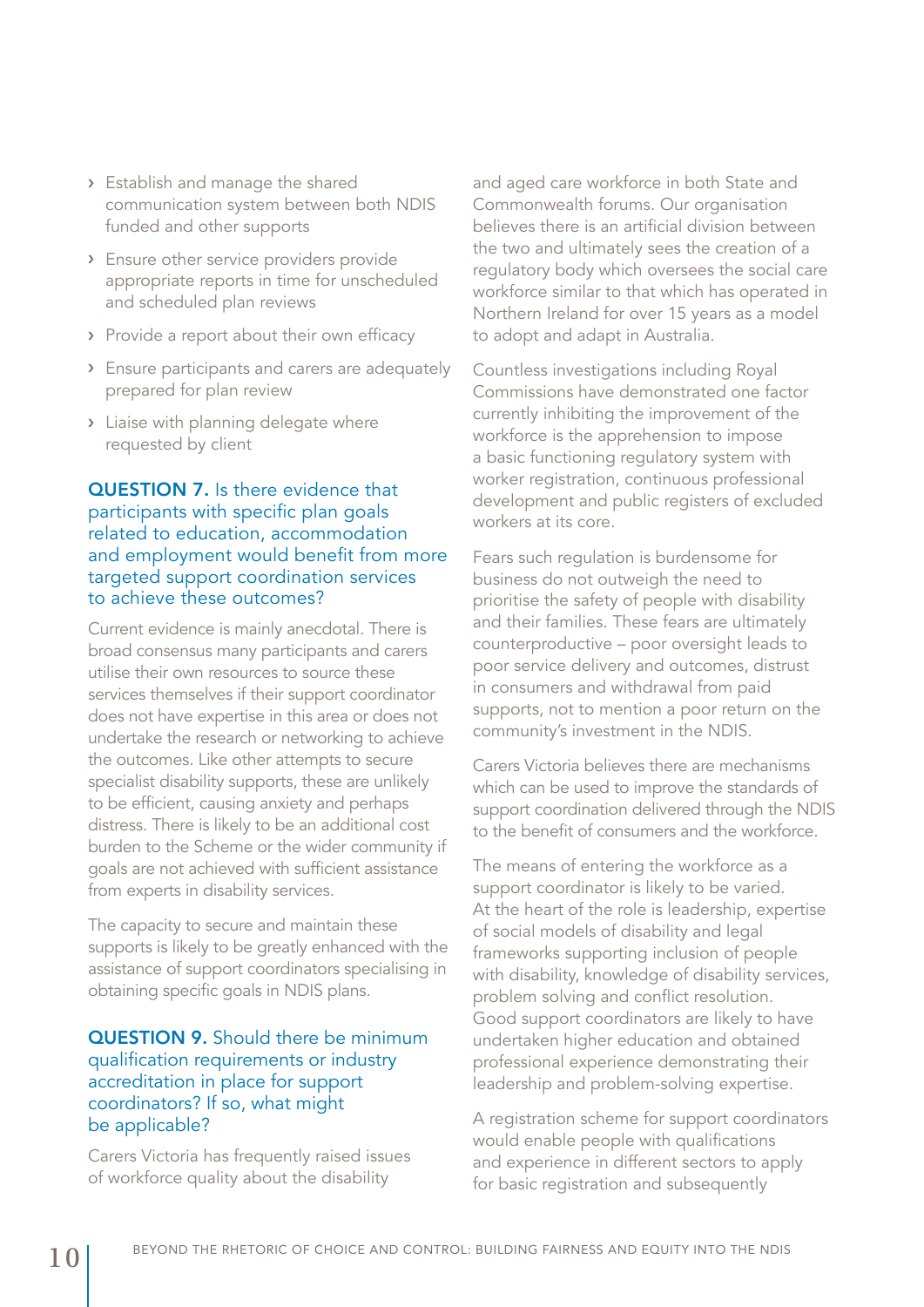- Establish and manage the shared communication system between both NDIS funded and other supports
- Ensure other service providers provide appropriate reports in time for unscheduled and scheduled plan reviews
- Provide a report about their own efficacy
- Ensure participants and carers are adequately prepared for plan review
- Liaise with planning delegate where requested by client

### QUESTION 7. Is there evidence that participants with specific plan goals related to education, accommodation and employment would benefit from more targeted support coordination services to achieve these outcomes?

Current evidence is mainly anecdotal. There is broad consensus many participants and carers utilise their own resources to source these services themselves if their support coordinator does not have expertise in this area or does not undertake the research or networking to achieve the outcomes. Like other attempts to secure specialist disability supports, these are unlikely to be efficient, causing anxiety and perhaps distress. There is likely to be an additional cost burden to the Scheme or the wider community if goals are not achieved with sufficient assistance from experts in disability services.

The capacity to secure and maintain these supports is likely to be greatly enhanced with the assistance of support coordinators specialising in obtaining specific goals in NDIS plans.

### QUESTION 9. Should there be minimum qualification requirements or industry accreditation in place for support coordinators? If so, what might be applicable?

Carers Victoria has frequently raised issues of workforce quality about the disability and aged care workforce in both State and Commonwealth forums. Our organisation believes there is an artificial division between the two and ultimately sees the creation of a regulatory body which oversees the social care workforce similar to that which has operated in Northern Ireland for over 15 years as a model to adopt and adapt in Australia.

Countless investigations including Royal Commissions have demonstrated one factor currently inhibiting the improvement of the workforce is the apprehension to impose a basic functioning regulatory system with worker registration, continuous professional development and public registers of excluded workers at its core.

Fears such regulation is burdensome for business do not outweigh the need to prioritise the safety of people with disability and their families. These fears are ultimately counterproductive – poor oversight leads to poor service delivery and outcomes, distrust in consumers and withdrawal from paid supports, not to mention a poor return on the community's investment in the NDIS.

Carers Victoria believes there are mechanisms which can be used to improve the standards of support coordination delivered through the NDIS to the benefit of consumers and the workforce.

The means of entering the workforce as a support coordinator is likely to be varied. At the heart of the role is leadership, expertise of social models of disability and legal frameworks supporting inclusion of people with disability, knowledge of disability services, problem solving and conflict resolution. Good support coordinators are likely to have undertaken higher education and obtained professional experience demonstrating their leadership and problem-solving expertise.

A registration scheme for support coordinators would enable people with qualifications and experience in different sectors to apply for basic registration and subsequently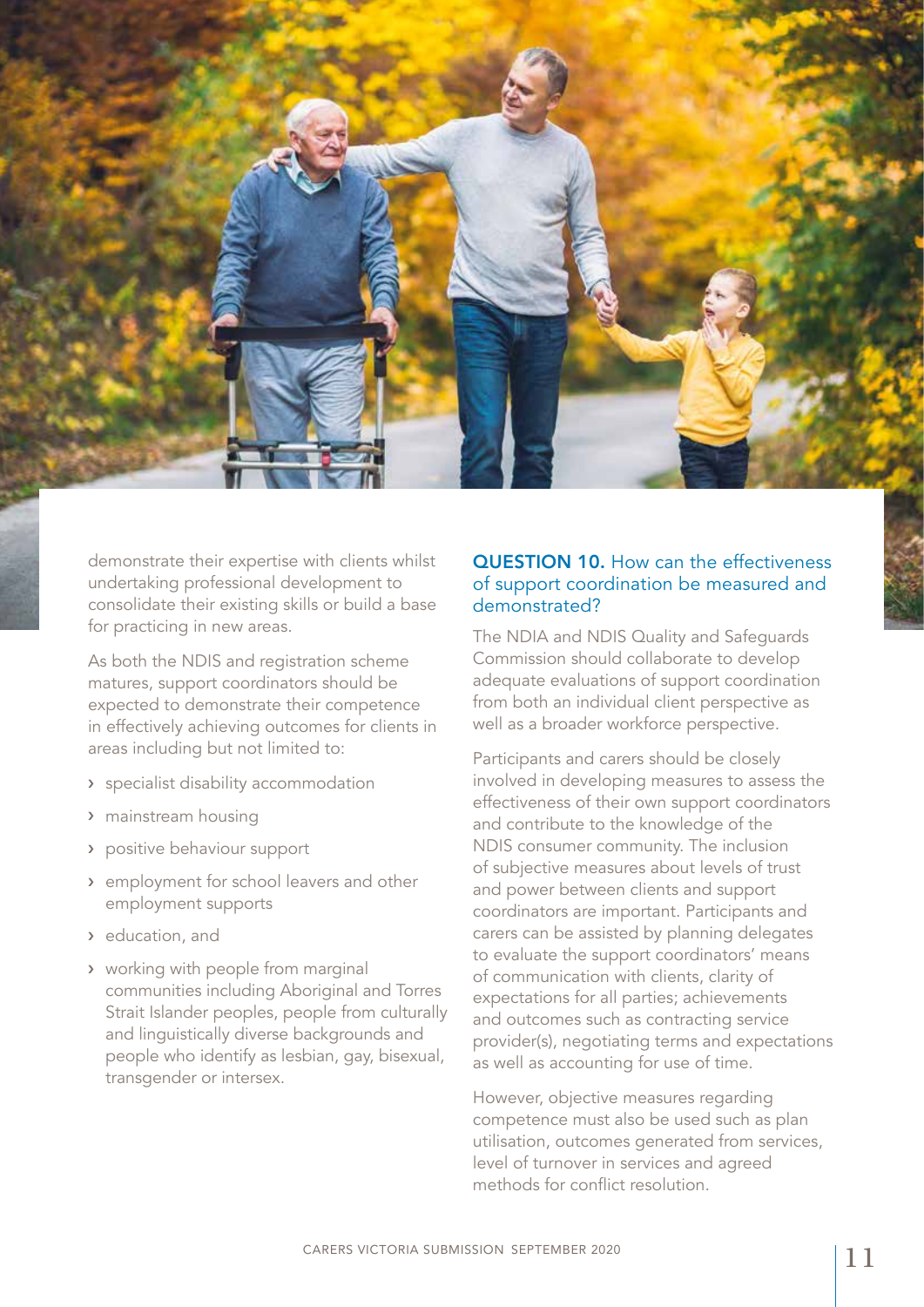demonstrate their expertise with clients whilst undertaking professional development to consolidate their existing skills or build a base for practicing in new areas.

As both the NDIS and registration scheme matures, support coordinators should be expected to demonstrate their competence in effectively achieving outcomes for clients in areas including but not limited to:

- specialist disability accommodation
- mainstream housing
- positive behaviour support
- employment for school leavers and other employment supports
- education, and
- working with people from marginal communities including Aboriginal and Torres Strait Islander peoples, people from culturally and linguistically diverse backgrounds and people who identify as lesbian, gay, bisexual, transgender or intersex.

### **QUESTION 10.** How can the effectiveness of support coordination be measured and demonstrated?

The NDIA and NDIS Quality and Safeguards Commission should collaborate to develop adequate evaluations of support coordination from both an individual client perspective as well as a broader workforce perspective.

Participants and carers should be closely involved in developing measures to assess the effectiveness of their own support coordinators and contribute to the knowledge of the NDIS consumer community. The inclusion of subjective measures about levels of trust and power between clients and support coordinators are important. Participants and carers can be assisted by planning delegates to evaluate the support coordinators' means of communication with clients, clarity of expectations for all parties; achievements and outcomes such as contracting service provider(s), negotiating terms and expectations as well as accounting for use of time.

However, objective measures regarding competence must also be used such as plan utilisation, outcomes generated from services, level of turnover in services and agreed methods for conflict resolution.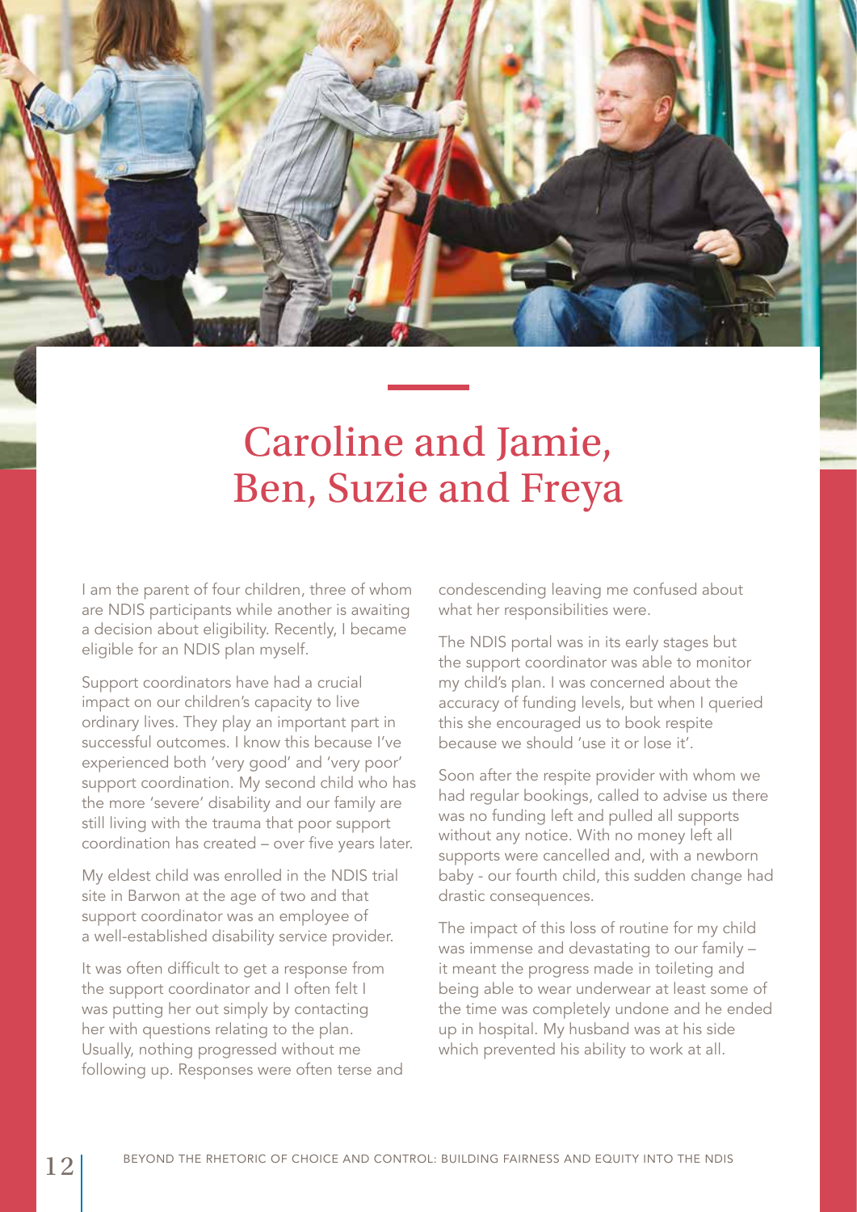# Caroline and Jamie, Ben, Suzie and Freya

I am the parent of four children, three of whom are NDIS participants while another is awaiting a decision about eligibility. Recently, I became eligible for an NDIS plan myself.

Support coordinators have had a crucial impact on our children's capacity to live ordinary lives. They play an important part in successful outcomes. I know this because I've experienced both 'very good' and 'very poor' support coordination. My second child who has the more 'severe' disability and our family are still living with the trauma that poor support coordination has created – over five years later.

My eldest child was enrolled in the NDIS trial site in Barwon at the age of two and that support coordinator was an employee of a well-established disability service provider.

It was often difficult to get a response from the support coordinator and I often felt I was putting her out simply by contacting her with questions relating to the plan. Usually, nothing progressed without me following up. Responses were often terse and condescending leaving me confused about what her responsibilities were.

The NDIS portal was in its early stages but the support coordinator was able to monitor my child's plan. I was concerned about the accuracy of funding levels, but when I queried this she encouraged us to book respite because we should 'use it or lose it'.

Soon after the respite provider with whom we had regular bookings, called to advise us there was no funding left and pulled all supports without any notice. With no money left all supports were cancelled and, with a newborn baby - our fourth child, this sudden change had drastic consequences.

The impact of this loss of routine for my child was immense and devastating to our family – it meant the progress made in toileting and being able to wear underwear at least some of the time was completely undone and he ended up in hospital. My husband was at his side which prevented his ability to work at all.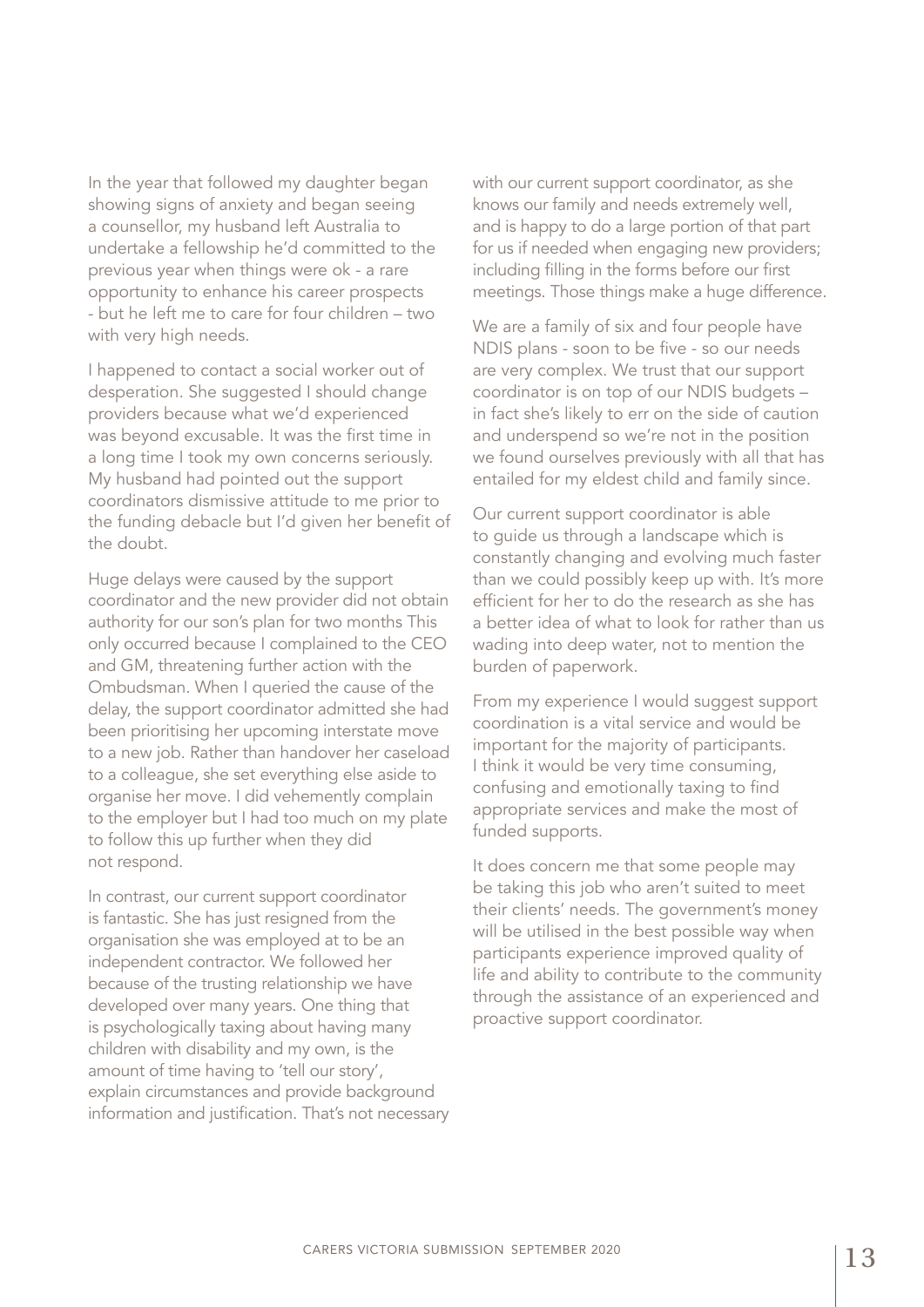In the year that followed my daughter began showing signs of anxiety and began seeing a counsellor, my husband left Australia to undertake a fellowship he'd committed to the previous year when things were ok - a rare opportunity to enhance his career prospects - but he left me to care for four children – two with very high needs.

I happened to contact a social worker out of desperation. She suggested I should change providers because what we'd experienced was beyond excusable. It was the first time in a long time I took my own concerns seriously. My husband had pointed out the support coordinators dismissive attitude to me prior to the funding debacle but I'd given her benefit of the doubt.

Huge delays were caused by the support coordinator and the new provider did not obtain authority for our son's plan for two months This only occurred because I complained to the CEO and GM, threatening further action with the Ombudsman. When I queried the cause of the delay, the support coordinator admitted she had been prioritising her upcoming interstate move to a new job. Rather than handover her caseload to a colleague, she set everything else aside to organise her move. I did vehemently complain to the employer but I had too much on my plate to follow this up further when they did not respond.

In contrast, our current support coordinator is fantastic. She has just resigned from the organisation she was employed at to be an independent contractor. We followed her because of the trusting relationship we have developed over many years. One thing that is psychologically taxing about having many children with disability and my own, is the amount of time having to 'tell our story', explain circumstances and provide background information and justification. That's not necessary with our current support coordinator, as she knows our family and needs extremely well, and is happy to do a large portion of that part for us if needed when engaging new providers; including filling in the forms before our first meetings. Those things make a huge difference.

We are a family of six and four people have NDIS plans - soon to be five - so our needs are very complex. We trust that our support coordinator is on top of our NDIS budgets – in fact she's likely to err on the side of caution and underspend so we're not in the position we found ourselves previously with all that has entailed for my eldest child and family since.

Our current support coordinator is able to guide us through a landscape which is constantly changing and evolving much faster than we could possibly keep up with. It's more efficient for her to do the research as she has a better idea of what to look for rather than us wading into deep water, not to mention the burden of paperwork.

From my experience I would suggest support coordination is a vital service and would be important for the majority of participants. I think it would be very time consuming, confusing and emotionally taxing to find appropriate services and make the most of funded supports.

It does concern me that some people may be taking this job who aren't suited to meet their clients' needs. The government's money will be utilised in the best possible way when participants experience improved quality of life and ability to contribute to the community through the assistance of an experienced and proactive support coordinator.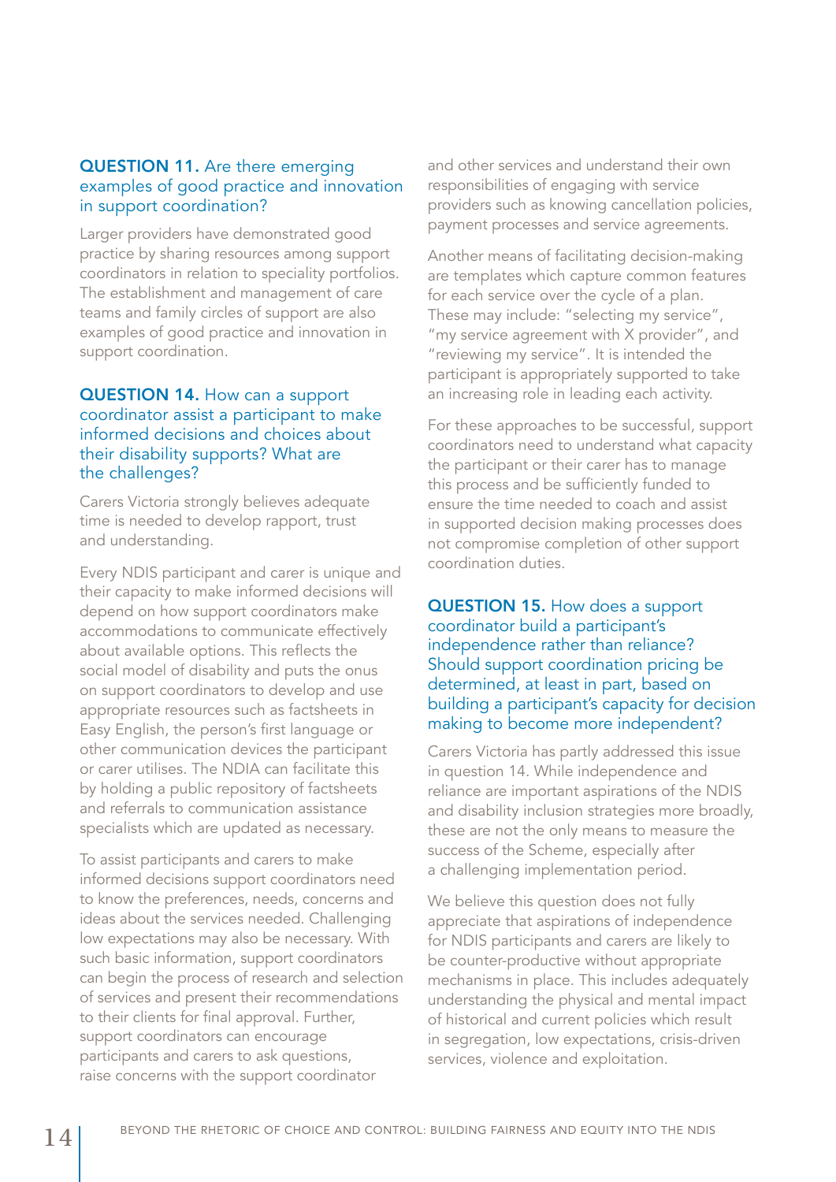**QUESTION 11.** Are there emerging examples of good practice and innovation in support coordination?

Larger providers have demonstrated good practice by sharing resources among support coordinators in relation to speciality portfolios. The establishment and management of care teams and family circles of support are also examples of good practice and innovation in support coordination.

**QUESTION 14.** How can a support coordinator assist a participant to make informed decisions and choices about their disability supports? What are the challenges?

Carers Victoria strongly believes adequate time is needed to develop rapport, trust and understanding.

Every NDIS participant and carer is unique and their capacity to make informed decisions will depend on how support coordinators make accommodations to communicate effectively about available options. This reflects the social model of disability and puts the onus on support coordinators to develop and use appropriate resources such as factsheets in Easy English, the person's first language or other communication devices the participant or carer utilises. The NDIA can facilitate this by holding a public repository of factsheets and referrals to communication assistance specialists which are updated as necessary.

To assist participants and carers to make informed decisions support coordinators need to know the preferences, needs, concerns and ideas about the services needed. Challenging low expectations may also be necessary. With such basic information, support coordinators can begin the process of research and selection of services and present their recommendations to their clients for final approval. Further, support coordinators can encourage participants and carers to ask questions, raise concerns with the support coordinator and other services and understand their own responsibilities of engaging with service providers such as knowing cancellation policies, payment processes and service agreements.

Another means of facilitating decision-making are templates which capture common features for each service over the cycle of a plan. These may include: "selecting my service", "my service agreement with X provider", and "reviewing my service". It is intended the participant is appropriately supported to take an increasing role in leading each activity.

For these approaches to be successful, support coordinators need to understand what capacity the participant or their carer has to manage this process and be sufficiently funded to ensure the time needed to coach and assist in supported decision making processes does not compromise completion of other support coordination duties.

**QUESTION 15.** How does a support coordinator build a participant's independence rather than reliance? Should support coordination pricing be determined, at least in part, based on building a participant's capacity for decision making to become more independent?

Carers Victoria has partly addressed this issue in question 14. While independence and reliance are important aspirations of the NDIS and disability inclusion strategies more broadly, these are not the only means to measure the success of the Scheme, especially after a challenging implementation period.

We believe this question does not fully appreciate that aspirations of independence for NDIS participants and carers are likely to be counter-productive without appropriate mechanisms in place. This includes adequately understanding the physical and mental impact of historical and current policies which result in segregation, low expectations, crisis-driven services, violence and exploitation.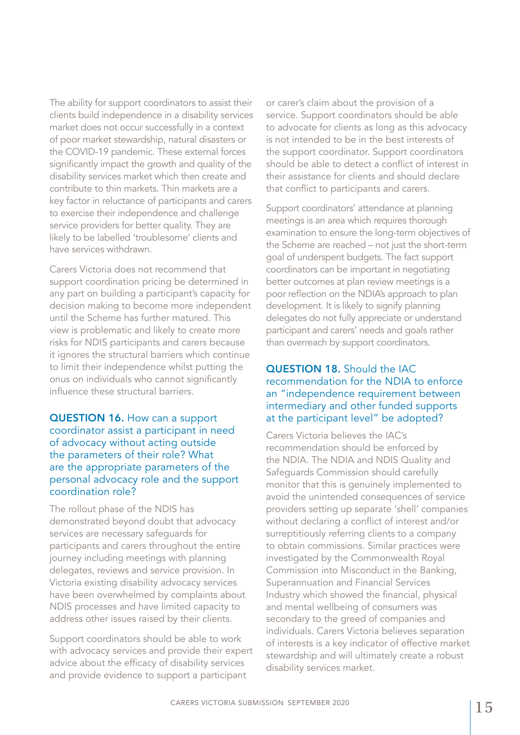The ability for support coordinators to assist their clients build independence in a disability services market does not occur successfully in a context of poor market stewardship, natural disasters or the COVID-19 pandemic. These external forces significantly impact the growth and quality of the disability services market which then create and contribute to thin markets. Thin markets are a key factor in reluctance of participants and carers to exercise their independence and challenge service providers for better quality. They are likely to be labelled 'troublesome' clients and have services withdrawn.

Carers Victoria does not recommend that support coordination pricing be determined in any part on building a participant's capacity for decision making to become more independent until the Scheme has further matured. This view is problematic and likely to create more risks for NDIS participants and carers because it ignores the structural barriers which continue to limit their independence whilst putting the onus on individuals who cannot significantly influence these structural barriers.

### **QUESTION 16.** How can a support coordinator assist a participant in need of advocacy without acting outside the parameters of their role? What are the appropriate parameters of the personal advocacy role and the support coordination role?

The rollout phase of the NDIS has demonstrated beyond doubt that advocacy services are necessary safeguards for participants and carers throughout the entire journey including meetings with planning delegates, reviews and service provision. In Victoria existing disability advocacy services have been overwhelmed by complaints about NDIS processes and have limited capacity to address other issues raised by their clients.

Support coordinators should be able to work with advocacy services and provide their expert advice about the efficacy of disability services and provide evidence to support a participant or carer's claim about the provision of a service. Support coordinators should be able to advocate for clients as long as this advocacy is not intended to be in the best interests of the support coordinator. Support coordinators should be able to detect a conflict of interest in their assistance for clients and should declare that conflict to participants and carers.

Support coordinators' attendance at planning meetings is an area which requires thorough examination to ensure the long-term objectives of the Scheme are reached – not just the short-term goal of underspent budgets. The fact support coordinators can be important in negotiating better outcomes at plan review meetings is a poor reflection on the NDIA's approach to plan development. It is likely to signify planning delegates do not fully appreciate or understand participant and carers' needs and goals rather than overreach by support coordinators.

### **QUESTION 18.** Should the IAC recommendation for the NDIA to enforce an "independence requirement between intermediary and other funded supports at the participant level" be adopted?

Carers Victoria believes the IAC's recommendation should be enforced by the NDIA. The NDIA and NDIS Quality and Safeguards Commission should carefully monitor that this is genuinely implemented to avoid the unintended consequences of service providers setting up separate 'shell' companies without declaring a conflict of interest and/or surreptitiously referring clients to a company to obtain commissions. Similar practices were investigated by the Commonwealth Royal Commission into Misconduct in the Banking, Superannuation and Financial Services Industry which showed the financial, physical and mental wellbeing of consumers was secondary to the greed of companies and individuals. Carers Victoria believes separation of interests is a key indicator of effective market stewardship and will ultimately create a robust disability services market.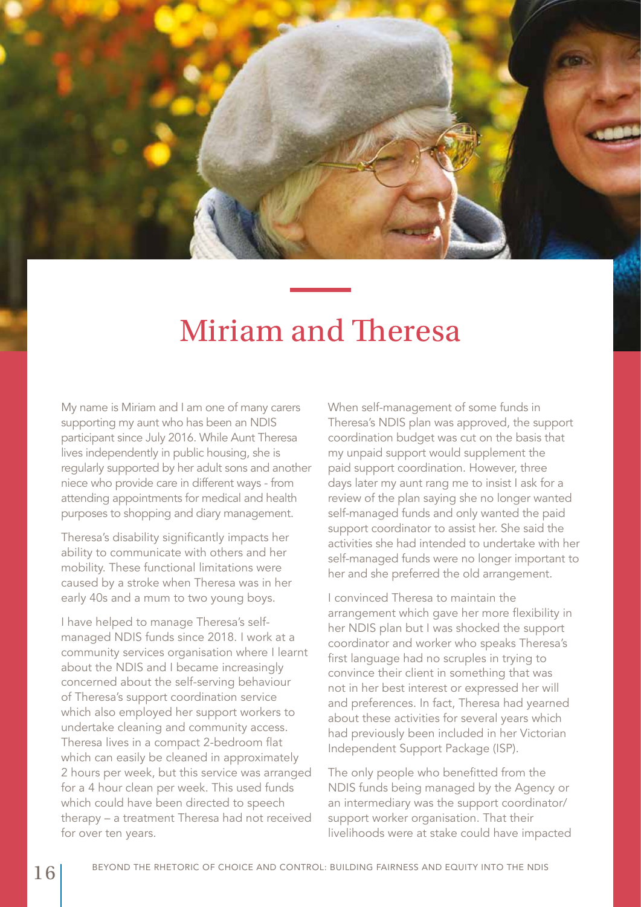# Miriam and Theresa

My name is Miriam and I am one of many carers supporting my aunt who has been an NDIS participant since July 2016. While Aunt Theresa lives independently in public housing, she is regularly supported by her adult sons and another niece who provide care in different ways - from attending appointments for medical and health purposes to shopping and diary management.

Theresa's disability significantly impacts her ability to communicate with others and her mobility. These functional limitations were caused by a stroke when Theresa was in her early 40s and a mum to two young boys.

I have helped to manage Theresa's self-managed NDIS funds since 2018. I work at a community services organisation where I learnt about the NDIS and I became increasingly concerned about the self-serving behaviour of Theresa's support coordination service which also employed her support workers to undertake cleaning and community access. Theresa lives in a compact 2-bedroom flat which can easily be cleaned in approximately 2 hours per week, but this service was arranged for a 4 hour clean per week. This used funds which could have been directed to speech therapy – a treatment Theresa had not received for over ten years.

When self-management of some funds in Theresa's NDIS plan was approved, the support coordination budget was cut on the basis that my unpaid support would supplement the paid support coordination. However, three days later my aunt rang me to insist I ask for a review of the plan saying she no longer wanted self-managed funds and only wanted the paid support coordinator to assist her. She said the activities she had intended to undertake with her self-managed funds were no longer important to her and she preferred the old arrangement.

I convinced Theresa to maintain the arrangement which gave her more flexibility in her NDIS plan but I was shocked the support coordinator and worker who speaks Theresa's first language had no scruples in trying to convince their client in something that was not in her best interest or expressed her will and preferences. In fact, Theresa had yearned about these activities for several years which had previously been included in her Victorian Independent Support Package (ISP).

The only people who benefitted from the NDIS funds being managed by the Agency or an intermediary was the support coordinator/ support worker organisation. That their livelihoods were at stake could have impacted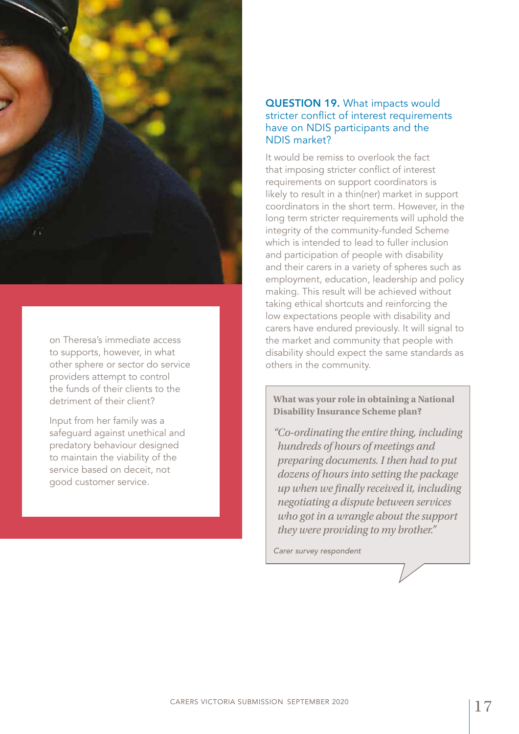on Theresa's immediate access to supports, however, in what other sphere or sector do service providers attempt to control the funds of their clients to the detriment of their client?

Input from her family was a safeguard against unethical and predatory behaviour designed to maintain the viability of the service based on deceit, not good customer service.

### **QUESTION 19.** What impacts would stricter conflict of interest requirements have on NDIS participants and the NDIS market?

It would be remiss to overlook the fact that imposing stricter conflict of interest requirements on support coordinators is likely to result in a thin(ner) market in support coordinators in the short term. However, in the long term stricter requirements will uphold the integrity of the community-funded Scheme which is intended to lead to fuller inclusion and participation of people with disability and their carers in a variety of spheres such as employment, education, leadership and policy making. This result will be achieved without taking ethical shortcuts and reinforcing the low expectations people with disability and carers have endured previously. It will signal to the market and community that people with disability should expect the same standards as others in the community.

**What was your role in obtaining a National Disability Insurance Scheme plan?**

*"Co-ordinating the entire thing, including hundreds of hours of meetings and preparing documents. I then had to put dozens of hours into setting the package up when we finally received it, including negotiating a dispute between services who got in a wrangle about the support they were providing to my brother."*

*Carer survey respondent*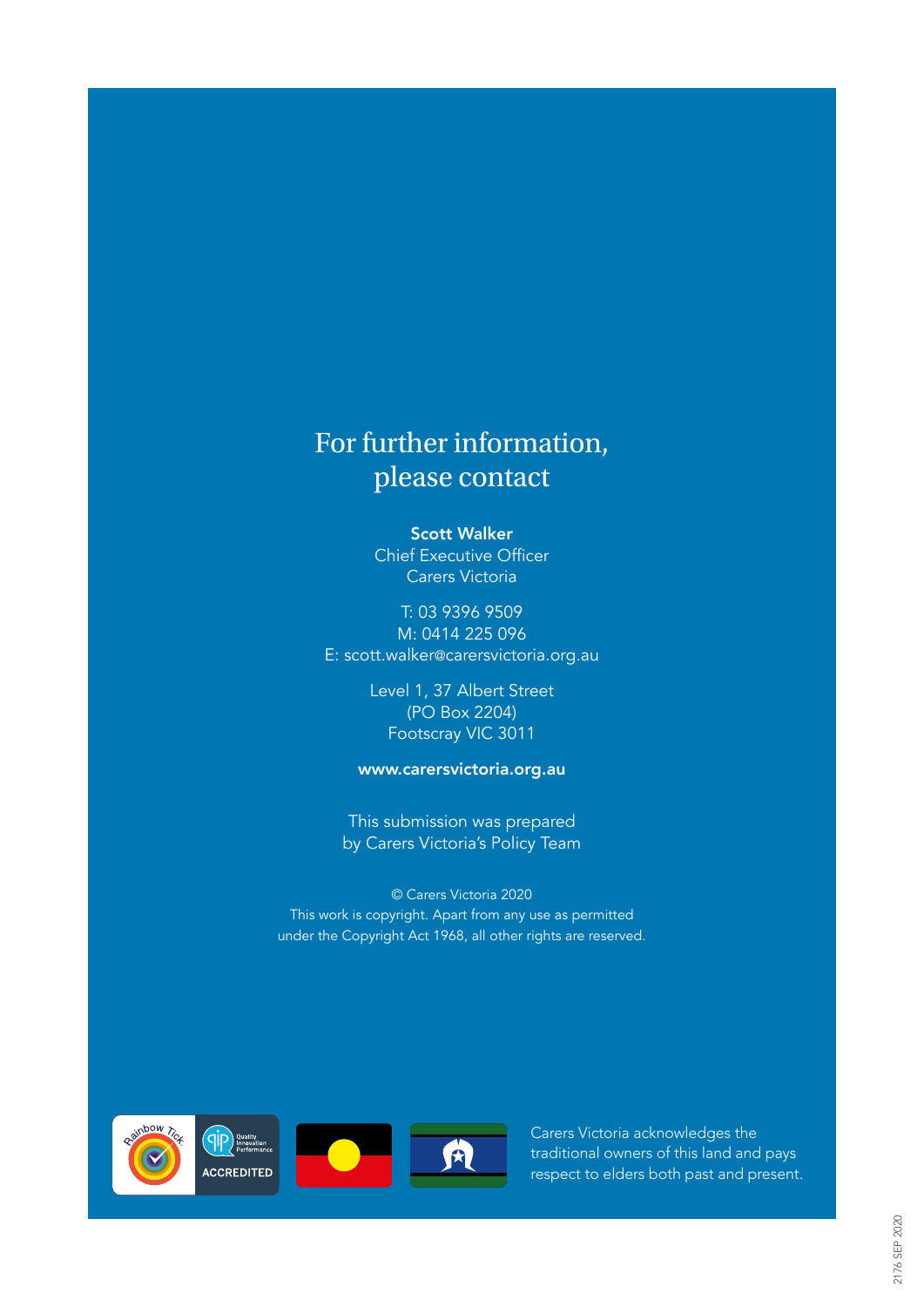# For further information, please contact

**Scott Walker**
Chief Executive Officer
Carers Victoria

T: 03 9396 9509
M: 0414 225 096
E: scott.walker@carersvictoria.org.au

Level 1, 37 Albert Street
(PO Box 2204)
Footscray VIC 3011

**www.carersvictoria.org.au**

This submission was prepared by Carers Victoria's Policy Team

© Carers Victoria 2020
This work is copyright. Apart from any use as permitted under the Copyright Act 1968, all other rights are reserved.

Rainbow Tick

Quality Innovation Performance

ACCREDITED

Carers Victoria acknowledges the traditional owners of this land and pays respect to elders both past and present.

2176 SEP 2020